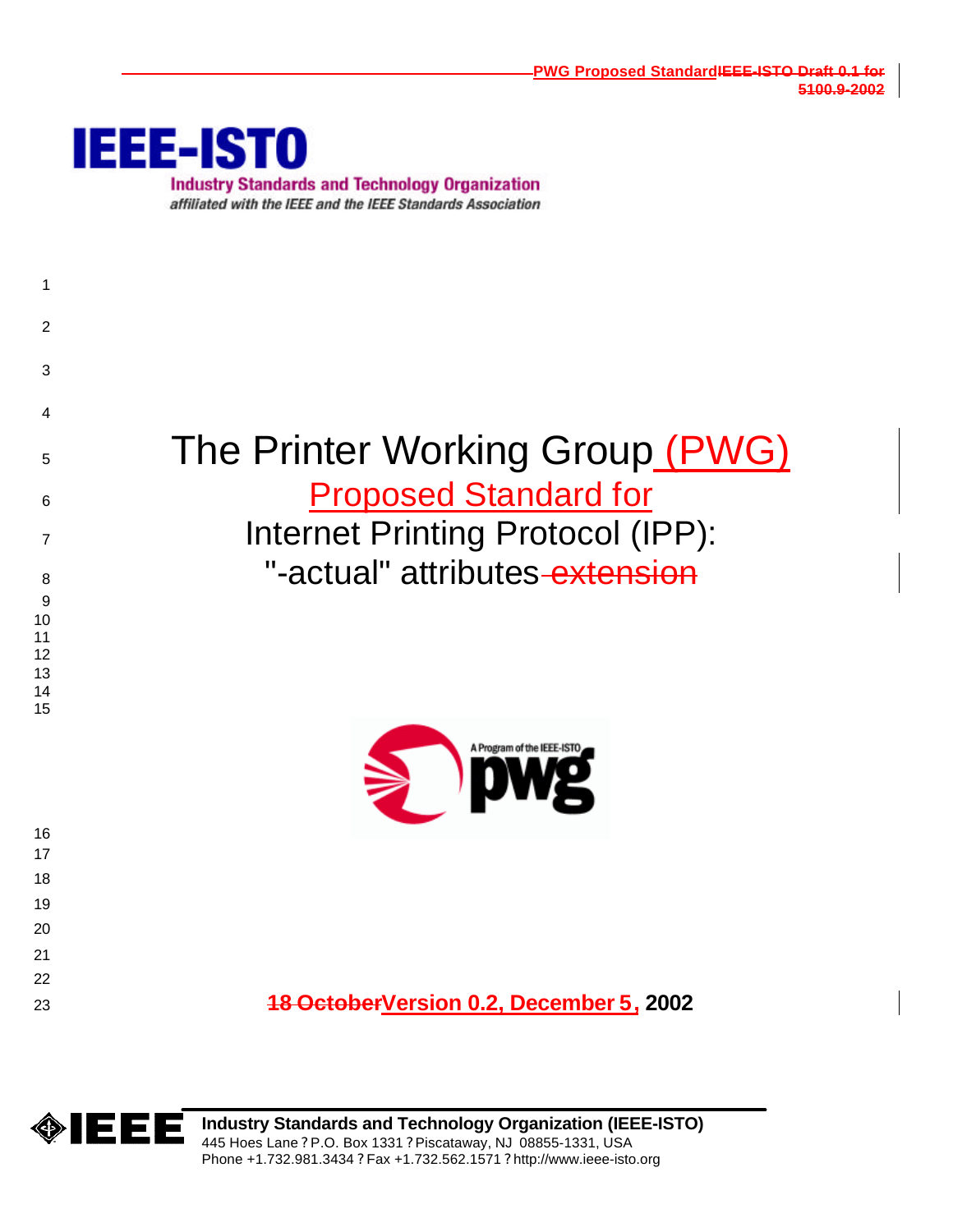PWG Proposed StandardIEEE-ISTO Draft 0.1 for 5100.9-2002

**IEEE-ISTO**

**Industry Standards and Technology Organization**

*affiliated with the IEEE and the IEEE Standards Association*

# The Printer Working Group (PWG) Proposed Standard for Internet Printing Protocol (IPP): "-actual" attributes extension

**18 OctoberVersion 0.2, December 5, 2002**

**Industry Standards and Technology Organization (IEEE-ISTO)**
445 Hoes Lane ? P.O. Box 1331 ? Piscataway, NJ 08855-1331, USA
Phone +1.732.981.3434 ? Fax +1.732.562.1571 ? http://www.ieee-isto.org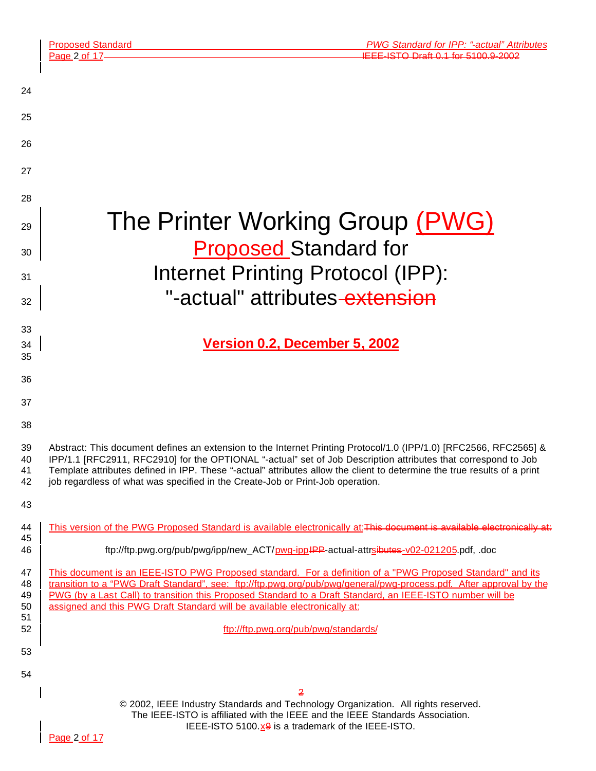# The Printer Working Group (PWG) Proposed Standard for Internet Printing Protocol (IPP): "-actual" attributes

**Version 0.2, December 5, 2002**

Abstract: This document defines an extension to the Internet Printing Protocol/1.0 (IPP/1.0) [RFC2566, RFC2565] & IPP/1.1 [RFC2911, RFC2910] for the OPTIONAL "-actual" set of Job Description attributes that correspond to Job Template attributes defined in IPP. These "-actual" attributes allow the client to determine the true results of a print job regardless of what was specified in the Create-Job or Print-Job operation.

This version of the PWG Proposed Standard is available electronically at:

ftp://ftp.pwg.org/pub/pwg/ipp/new_ACT/pwg-ipp-actual-attrs-v02-021205.pdf, .doc

This document is an IEEE-ISTO PWG Proposed standard. For a definition of a "PWG Proposed Standard" and its transition to a "PWG Draft Standard", see: ftp://ftp.pwg.org/pub/pwg/general/pwg-process.pdf. After approval by the PWG (by a Last Call) to transition this Proposed Standard to a Draft Standard, an IEEE-ISTO number will be assigned and this PWG Draft Standard will be available electronically at:

ftp://ftp.pwg.org/pub/pwg/standards/

© 2002, IEEE Industry Standards and Technology Organization. All rights reserved.
The IEEE-ISTO is affiliated with the IEEE and the IEEE Standards Association.
IEEE-ISTO 5100.x is a trademark of the IEEE-ISTO.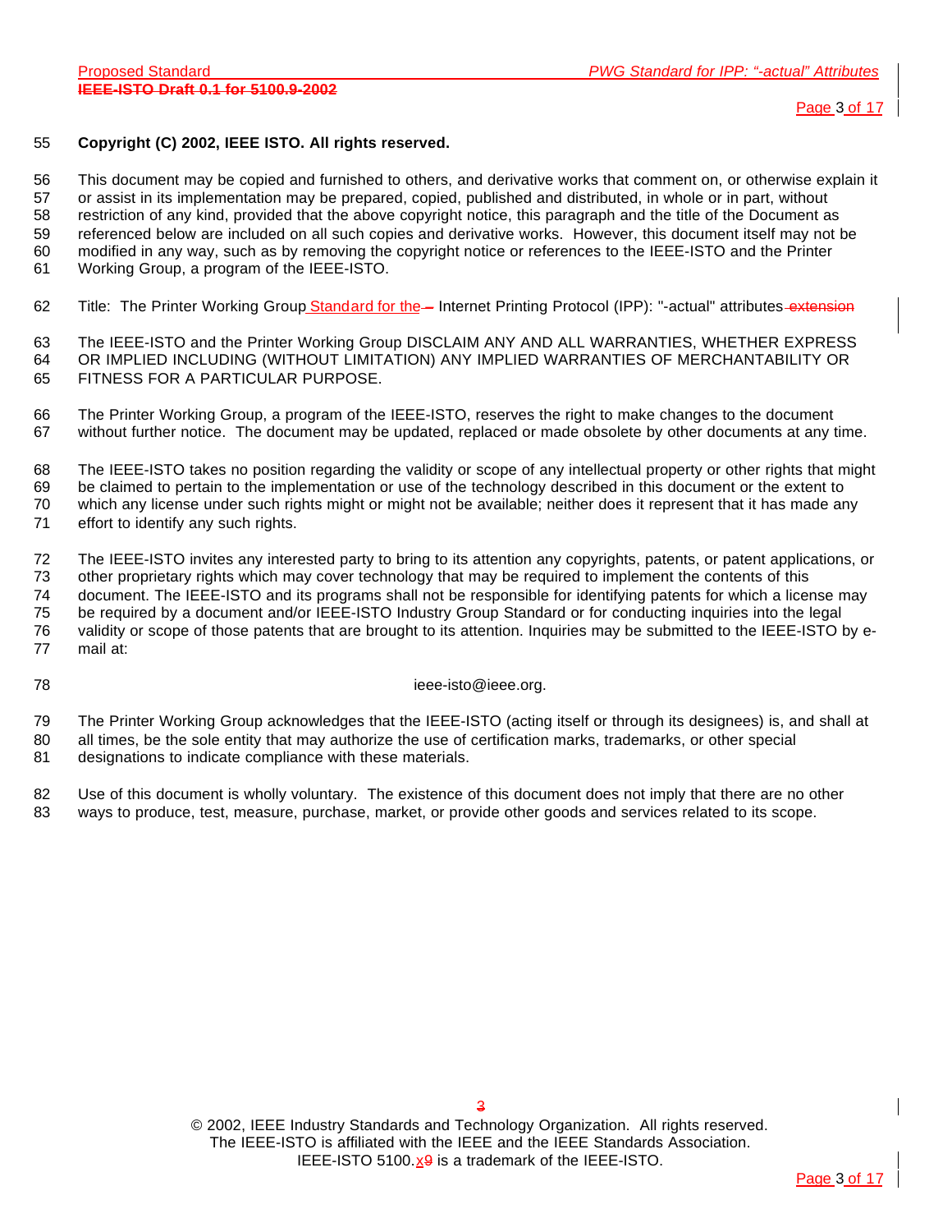**Copyright (C) 2002, IEEE ISTO. All rights reserved.**

This document may be copied and furnished to others, and derivative works that comment on, or otherwise explain it or assist in its implementation may be prepared, copied, published and distributed, in whole or in part, without restriction of any kind, provided that the above copyright notice, this paragraph and the title of the Document as referenced below are included on all such copies and derivative works. However, this document itself may not be modified in any way, such as by removing the copyright notice or references to the IEEE-ISTO and the Printer Working Group, a program of the IEEE-ISTO.

Title: The Printer Working Group Standard for the Internet Printing Protocol (IPP): "-actual" attributes

The IEEE-ISTO and the Printer Working Group DISCLAIM ANY AND ALL WARRANTIES, WHETHER EXPRESS OR IMPLIED INCLUDING (WITHOUT LIMITATION) ANY IMPLIED WARRANTIES OF MERCHANTABILITY OR FITNESS FOR A PARTICULAR PURPOSE.

The Printer Working Group, a program of the IEEE-ISTO, reserves the right to make changes to the document without further notice. The document may be updated, replaced or made obsolete by other documents at any time.

The IEEE-ISTO takes no position regarding the validity or scope of any intellectual property or other rights that might be claimed to pertain to the implementation or use of the technology described in this document or the extent to which any license under such rights might or might not be available; neither does it represent that it has made any effort to identify any such rights.

The IEEE-ISTO invites any interested party to bring to its attention any copyrights, patents, or patent applications, or other proprietary rights which may cover technology that may be required to implement the contents of this document. The IEEE-ISTO and its programs shall not be responsible for identifying patents for which a license may be required by a document and/or IEEE-ISTO Industry Group Standard or for conducting inquiries into the legal validity or scope of those patents that are brought to its attention. Inquiries may be submitted to the IEEE-ISTO by e-mail at:

ieee-isto@ieee.org.

The Printer Working Group acknowledges that the IEEE-ISTO (acting itself or through its designees) is, and shall at all times, be the sole entity that may authorize the use of certification marks, trademarks, or other special designations to indicate compliance with these materials.

Use of this document is wholly voluntary. The existence of this document does not imply that there are no other ways to produce, test, measure, purchase, market, or provide other goods and services related to its scope.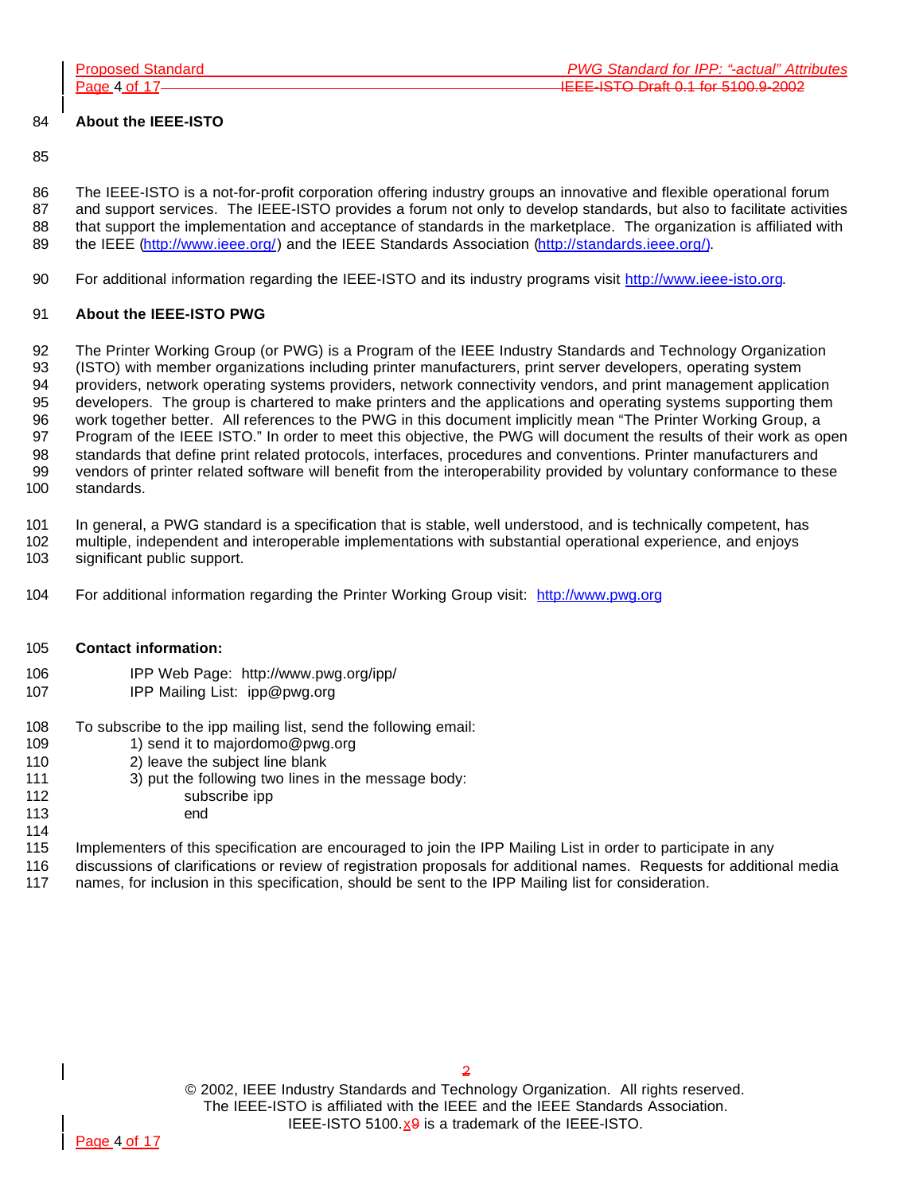**About the IEEE-ISTO**

The IEEE-ISTO is a not-for-profit corporation offering industry groups an innovative and flexible operational forum and support services. The IEEE-ISTO provides a forum not only to develop standards, but also to facilitate activities that support the implementation and acceptance of standards in the marketplace. The organization is affiliated with the IEEE (http://www.ieee.org/) and the IEEE Standards Association (http://standards.ieee.org/).

For additional information regarding the IEEE-ISTO and its industry programs visit http://www.ieee-isto.org.

**About the IEEE-ISTO PWG**

The Printer Working Group (or PWG) is a Program of the IEEE Industry Standards and Technology Organization (ISTO) with member organizations including printer manufacturers, print server developers, operating system providers, network operating systems providers, network connectivity vendors, and print management application developers. The group is chartered to make printers and the applications and operating systems supporting them work together better. All references to the PWG in this document implicitly mean "The Printer Working Group, a Program of the IEEE ISTO." In order to meet this objective, the PWG will document the results of their work as open standards that define print related protocols, interfaces, procedures and conventions. Printer manufacturers and vendors of printer related software will benefit from the interoperability provided by voluntary conformance to these standards.

In general, a PWG standard is a specification that is stable, well understood, and is technically competent, has multiple, independent and interoperable implementations with substantial operational experience, and enjoys significant public support.

For additional information regarding the Printer Working Group visit: http://www.pwg.org

**Contact information:**

IPP Web Page: http://www.pwg.org/ipp/
IPP Mailing List: ipp@pwg.org

To subscribe to the ipp mailing list, send the following email:
1) send it to majordomo@pwg.org
2) leave the subject line blank
3) put the following two lines in the message body:
subscribe ipp
end

Implementers of this specification are encouraged to join the IPP Mailing List in order to participate in any discussions of clarifications or review of registration proposals for additional names. Requests for additional media names, for inclusion in this specification, should be sent to the IPP Mailing list for consideration.

© 2002, IEEE Industry Standards and Technology Organization. All rights reserved.
The IEEE-ISTO is affiliated with the IEEE and the IEEE Standards Association.
IEEE-ISTO 5100.x is a trademark of the IEEE-ISTO.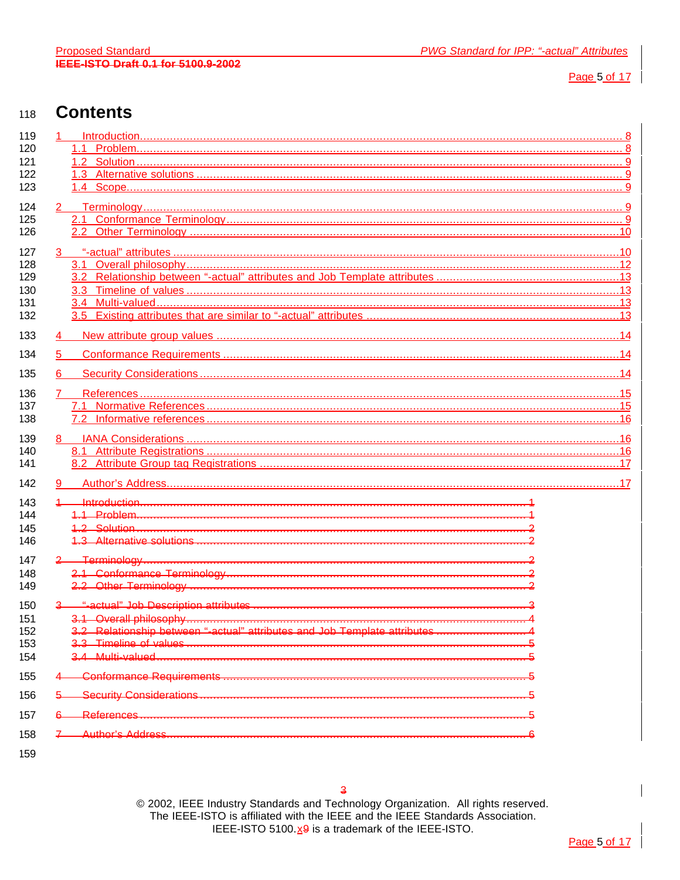# Contents

1 Introduction ........ 8
  1.1 Problem ........ 8
  1.2 Solution ........ 9
  1.3 Alternative solutions ........ 9
  1.4 Scope ........ 9

2 Terminology ........ 9
  2.1 Conformance Terminology ........ 9
  2.2 Other Terminology ........ 10

3 "-actual" attributes ........ 10
  3.1 Overall philosophy ........ 12
  3.2 Relationship between "-actual" attributes and Job Template attributes ........ 13
  3.3 Timeline of values ........ 13
  3.4 Multi-valued ........ 13
  3.5 Existing attributes that are similar to "-actual" attributes ........ 13

4 New attribute group values ........ 14

5 Conformance Requirements ........ 14

6 Security Considerations ........ 14

7 References ........ 15
  7.1 Normative References ........ 15
  7.2 Informative references ........ 16

8 IANA Considerations ........ 16
  8.1 Attribute Registrations ........ 16
  8.2 Attribute Group tag Registrations ........ 17

9 Author's Address ........ 17

~~1 Introduction ........ 1~~
  ~~1.1 Problem ........ 1~~
  ~~1.2 Solution ........ 2~~
  ~~1.3 Alternative solutions ........ 2~~

~~2 Terminology ........ 2~~
  ~~2.1 Conformance Terminology ........ 2~~
  ~~2.2 Other Terminology ........ 2~~

~~3 "-actual" Job Description attributes ........ 3~~
  ~~3.1 Overall philosophy ........ 4~~
  ~~3.2 Relationship between "-actual" attributes and Job Template attributes ........ 4~~
  ~~3.3 Timeline of values ........ 5~~
  ~~3.4 Multi-valued ........ 5~~

~~4 Conformance Requirements ........ 5~~

~~5 Security Considerations ........ 5~~

~~6 References ........ 5~~

~~7 Author's Address ........ 6~~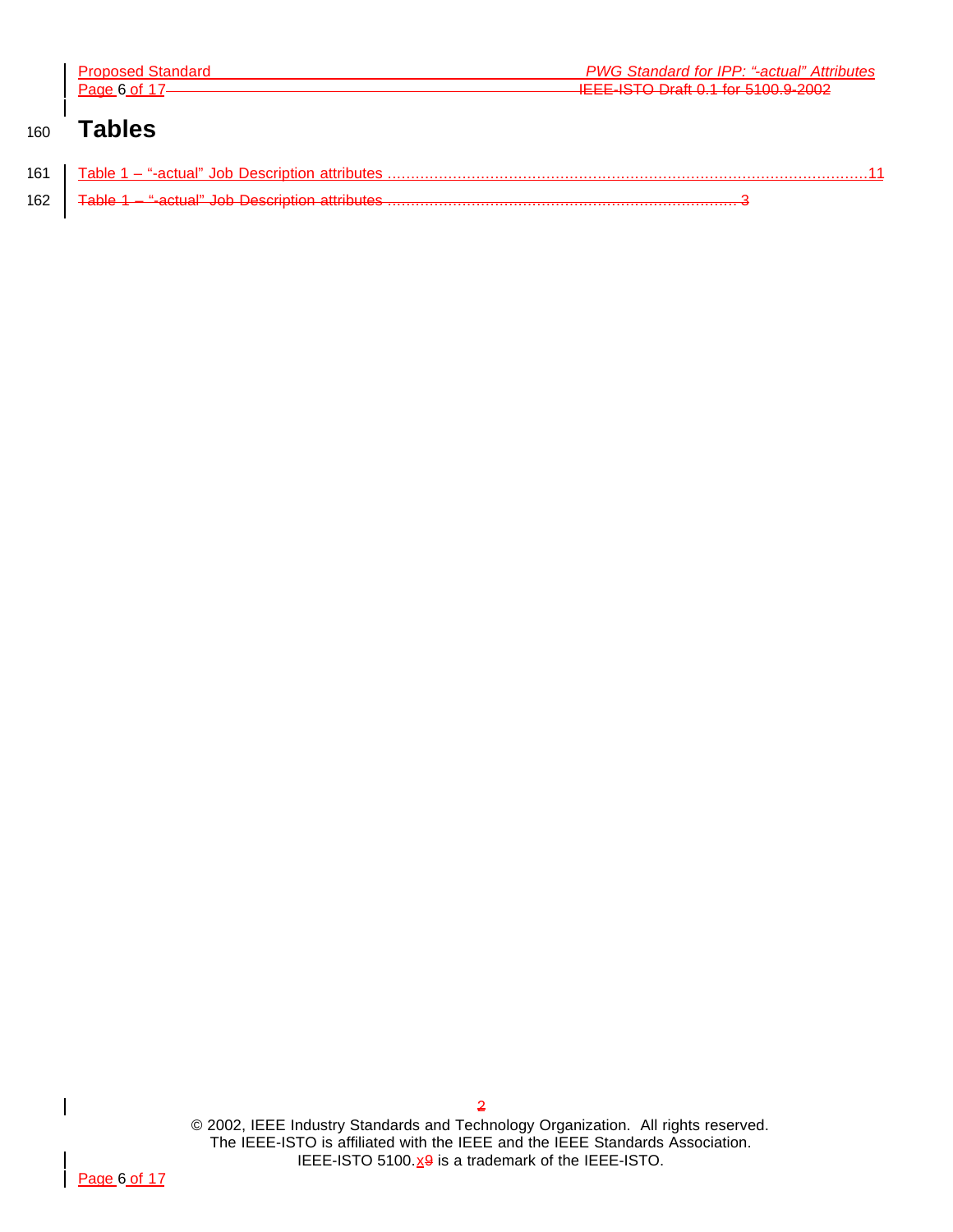# Tables

Table 1 – "-actual" Job Description attributes ..........................................................................................11

~~Table 1 – "-actual" Job Description attributes ............................................................................ 3~~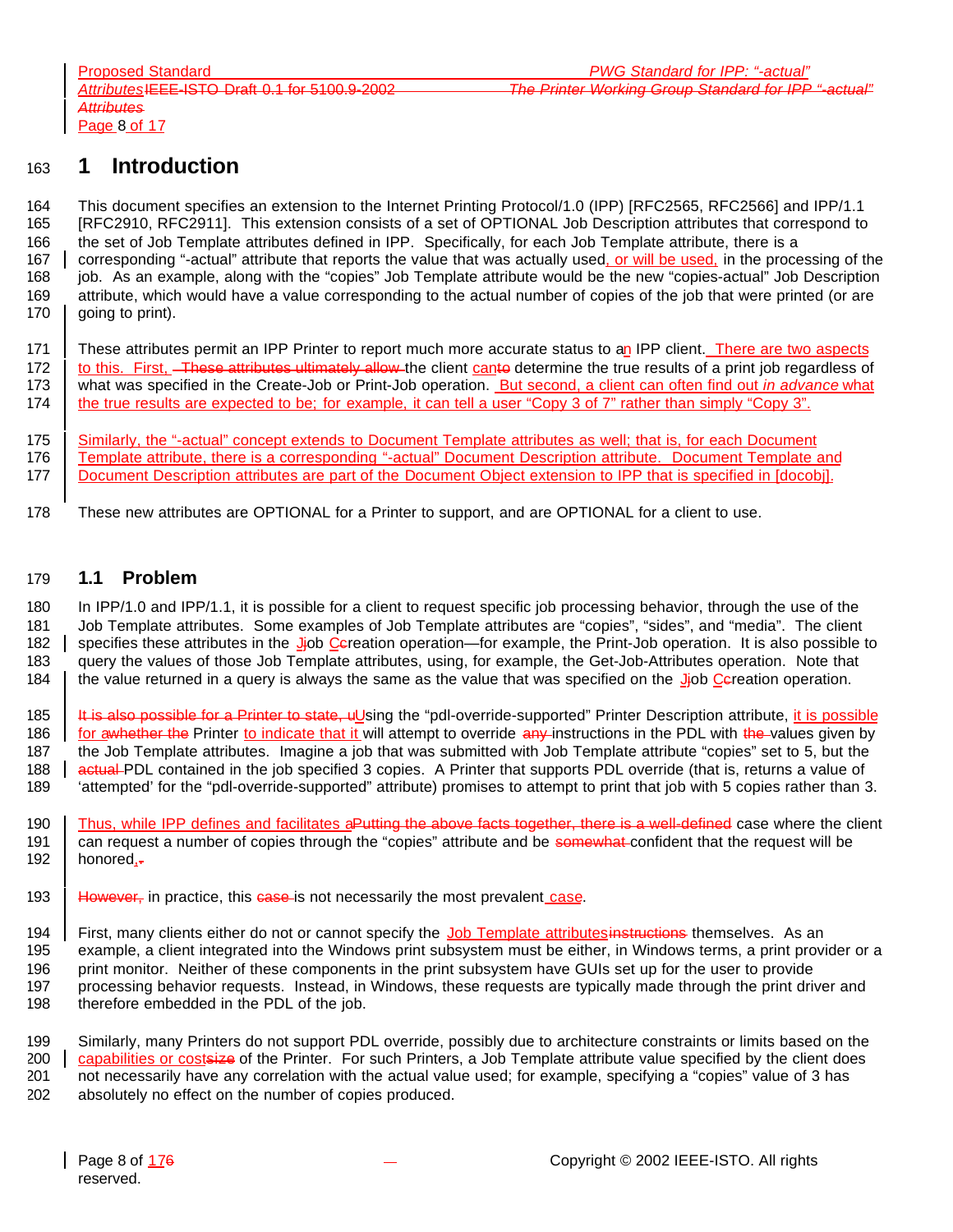# 1 Introduction

This document specifies an extension to the Internet Printing Protocol/1.0 (IPP) [RFC2565, RFC2566] and IPP/1.1 [RFC2910, RFC2911]. This extension consists of a set of OPTIONAL Job Description attributes that correspond to the set of Job Template attributes defined in IPP. Specifically, for each Job Template attribute, there is a corresponding "-actual" attribute that reports the value that was actually used, or will be used, in the processing of the job. As an example, along with the "copies" Job Template attribute would be the new "copies-actual" Job Description attribute, which would have a value corresponding to the actual number of copies of the job that were printed (or are going to print).

These attributes permit an IPP Printer to report much more accurate status to an IPP client. There are two aspects to this. First, ~~These attributes ultimately allow~~ the client can~~to~~ determine the true results of a print job regardless of what was specified in the Create-Job or Print-Job operation. But second, a client can often find out *in advance* what the true results are expected to be; for example, it can tell a user "Copy 3 of 7" rather than simply "Copy 3".

Similarly, the "-actual" concept extends to Document Template attributes as well; that is, for each Document Template attribute, there is a corresponding "-actual" Document Description attribute. Document Template and Document Description attributes are part of the Document Object extension to IPP that is specified in [docobj].

These new attributes are OPTIONAL for a Printer to support, and are OPTIONAL for a client to use.

## 1.1 Problem

In IPP/1.0 and IPP/1.1, it is possible for a client to request specific job processing behavior, through the use of the Job Template attributes. Some examples of Job Template attributes are "copies", "sides", and "media". The client specifies these attributes in the J~~j~~ob C~~c~~reation operation—for example, the Print-Job operation. It is also possible to query the values of those Job Template attributes, using, for example, the Get-Job-Attributes operation. Note that the value returned in a query is always the same as the value that was specified on the J~~j~~ob C~~c~~reation operation.

~~It is also possible for a Printer to state, u~~Using the "pdl-override-supported" Printer Description attribute, it is possible for a~~whether the~~ Printer to indicate that it will attempt to override ~~any~~ instructions in the PDL with ~~the~~ values given by the Job Template attributes. Imagine a job that was submitted with Job Template attribute "copies" set to 5, but the ~~actual~~ PDL contained in the job specified 3 copies. A Printer that supports PDL override (that is, returns a value of 'attempted' for the "pdl-override-supported" attribute) promises to attempt to print that job with 5 copies rather than 3.

Thus, while IPP defines and facilitates a~~Putting the above facts together, there is a well-defined~~ case where the client can request a number of copies through the "copies" attribute and be ~~somewhat~~ confident that the request will be honored,~~.~~

~~However,~~ in practice, this ~~case~~ is not necessarily the most prevalent case.

First, many clients either do not or cannot specify the Job Template attributes~~instructions~~ themselves. As an example, a client integrated into the Windows print subsystem must be either, in Windows terms, a print provider or a print monitor. Neither of these components in the print subsystem have GUIs set up for the user to provide processing behavior requests. Instead, in Windows, these requests are typically made through the print driver and therefore embedded in the PDL of the job.

Similarly, many Printers do not support PDL override, possibly due to architecture constraints or limits based on the capabilities or cost~~size~~ of the Printer. For such Printers, a Job Template attribute value specified by the client does not necessarily have any correlation with the actual value used; for example, specifying a "copies" value of 3 has absolutely no effect on the number of copies produced.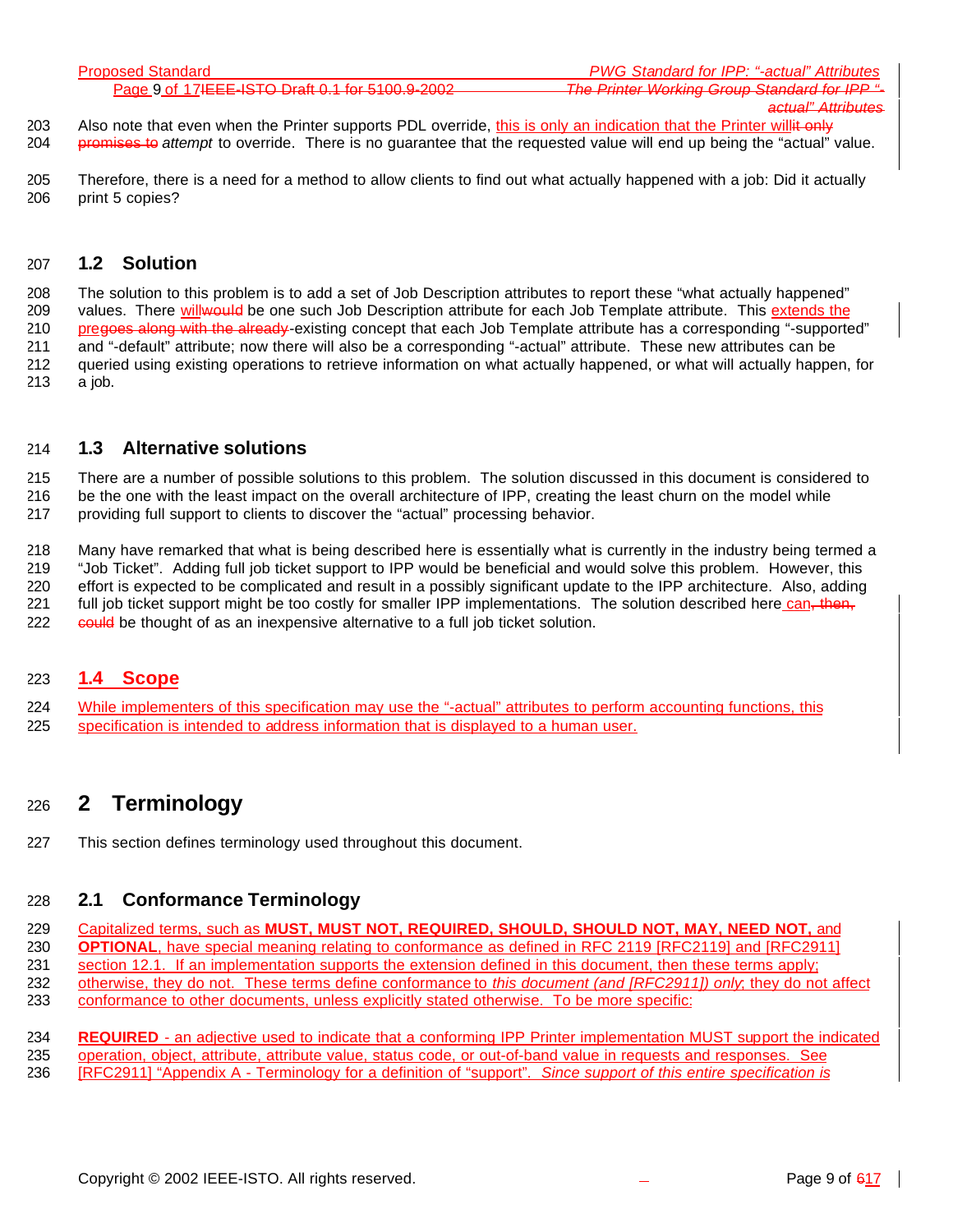Also note that even when the Printer supports PDL override, this is only an indication that the Printer willit only promises to *attempt* to override. There is no guarantee that the requested value will end up being the "actual" value.

Therefore, there is a need for a method to allow clients to find out what actually happened with a job: Did it actually print 5 copies?

### 1.2 Solution

The solution to this problem is to add a set of Job Description attributes to report these "what actually happened" values. There willwould be one such Job Description attribute for each Job Template attribute. This extends the pregoes along with the already-existing concept that each Job Template attribute has a corresponding "-supported" and "-default" attribute; now there will also be a corresponding "-actual" attribute. These new attributes can be queried using existing operations to retrieve information on what actually happened, or what will actually happen, for a job.

### 1.3 Alternative solutions

There are a number of possible solutions to this problem. The solution discussed in this document is considered to be the one with the least impact on the overall architecture of IPP, creating the least churn on the model while providing full support to clients to discover the "actual" processing behavior.

Many have remarked that what is being described here is essentially what is currently in the industry being termed a "Job Ticket". Adding full job ticket support to IPP would be beneficial and would solve this problem. However, this effort is expected to be complicated and result in a possibly significant update to the IPP architecture. Also, adding full job ticket support might be too costly for smaller IPP implementations. The solution described here can, then, could be thought of as an inexpensive alternative to a full job ticket solution.

### 1.4 Scope

While implementers of this specification may use the "-actual" attributes to perform accounting functions, this specification is intended to address information that is displayed to a human user.

## 2 Terminology

This section defines terminology used throughout this document.

### 2.1 Conformance Terminology

Capitalized terms, such as **MUST, MUST NOT, REQUIRED, SHOULD, SHOULD NOT, MAY, NEED NOT,** and **OPTIONAL**, have special meaning relating to conformance as defined in RFC 2119 [RFC2119] and [RFC2911] section 12.1. If an implementation supports the extension defined in this document, then these terms apply; otherwise, they do not. These terms define conformance to *this document (and [RFC2911]) only*; they do not affect conformance to other documents, unless explicitly stated otherwise. To be more specific:

**REQUIRED** - an adjective used to indicate that a conforming IPP Printer implementation MUST support the indicated operation, object, attribute, attribute value, status code, or out-of-band value in requests and responses. See [RFC2911] "Appendix A - Terminology for a definition of "support". *Since support of this entire specification is*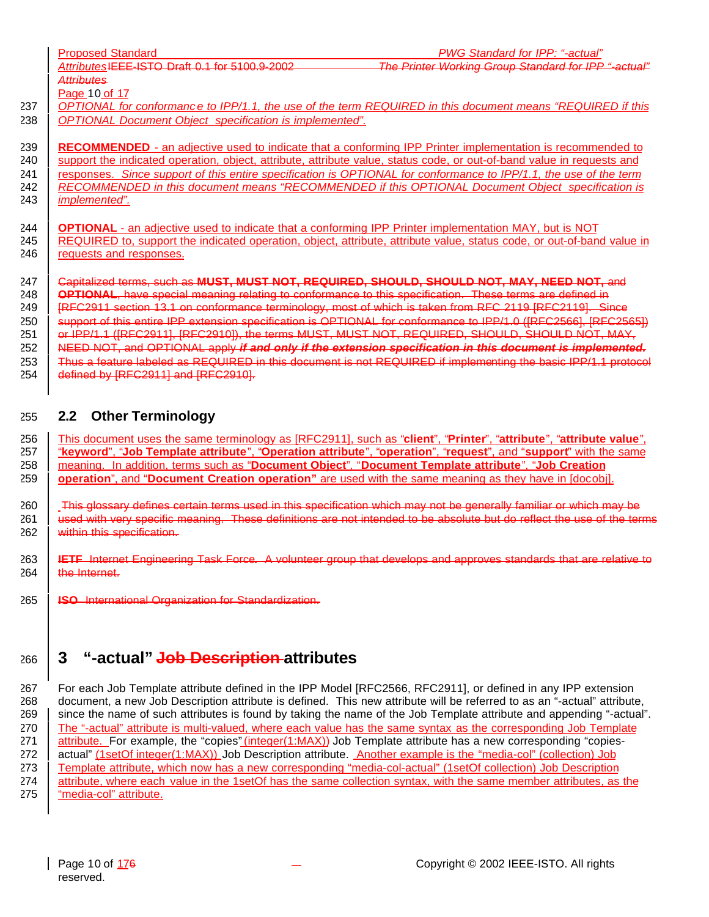OPTIONAL for conformance to IPP/1.1, the use of the term REQUIRED in this document means "REQUIRED if this OPTIONAL Document Object specification is implemented".

**RECOMMENDED** - an adjective used to indicate that a conforming IPP Printer implementation is recommended to support the indicated operation, object, attribute, attribute value, status code, or out-of-band value in requests and responses. *Since support of this entire specification is OPTIONAL for conformance to IPP/1.1, the use of the term RECOMMENDED in this document means "RECOMMENDED if this OPTIONAL Document Object specification is implemented".*

**OPTIONAL** - an adjective used to indicate that a conforming IPP Printer implementation MAY, but is NOT REQUIRED to, support the indicated operation, object, attribute, attribute value, status code, or out-of-band value in requests and responses.

~~Capitalized terms, such as **MUST, MUST NOT, REQUIRED, SHOULD, SHOULD NOT, MAY, NEED NOT,** and **OPTIONAL**, have special meaning relating to conformance to this specification. These terms are defined in [RFC2911 section 13.1 on conformance terminology, most of which is taken from RFC 2119 [RFC2119]. Since support of this entire IPP extension specification is OPTIONAL for conformance to IPP/1.0 ([RFC2566], [RFC2565]) or IPP/1.1 ([RFC2911], [RFC2910]), the terms MUST, MUST NOT, REQUIRED, SHOULD, SHOULD NOT, MAY, NEED NOT, and OPTIONAL apply ***if and only if the extension specification in this document is implemented.*** Thus a feature labeled as REQUIRED in this document is not REQUIRED if implementing the basic IPP/1.1 protocol defined by [RFC2911] and [RFC2910].~~

## 2.2 Other Terminology

This document uses the same terminology as [RFC2911], such as "**client**", "**Printer**", "**attribute**", "**attribute value**", "**keyword**", "**Job Template attribute**", "**Operation attribute**", "**operation**", "**request**", and "**support**" with the same meaning. In addition, terms such as "**Document Object**", "**Document Template attribute**", "**Job Creation operation**", and "**Document Creation operation"** are used with the same meaning as they have in [docobj].

~~This glossary defines certain terms used in this specification which may not be generally familiar or which may be used with very specific meaning. These definitions are not intended to be absolute but do reflect the use of the terms within this specification.~~

~~**IETF** Internet Engineering Task Force. A volunteer group that develops and approves standards that are relative to the Internet.~~

~~**ISO** International Organization for Standardization.~~

# 3 "-actual" ~~Job Description~~ attributes

For each Job Template attribute defined in the IPP Model [RFC2566, RFC2911], or defined in any IPP extension document, a new Job Description attribute is defined. This new attribute will be referred to as an "-actual" attribute, since the name of such attributes is found by taking the name of the Job Template attribute and appending "-actual". The "-actual" attribute is multi-valued, where each value has the same syntax as the corresponding Job Template attribute. For example, the "copies" (integer(1:MAX)) Job Template attribute has a new corresponding "copies-actual" (1setOf integer(1:MAX)) Job Description attribute. Another example is the "media-col" (collection) Job Template attribute, which now has a new corresponding "media-col-actual" (1setOf collection) Job Description attribute, where each value in the 1setOf has the same collection syntax, with the same member attributes, as the "media-col" attribute.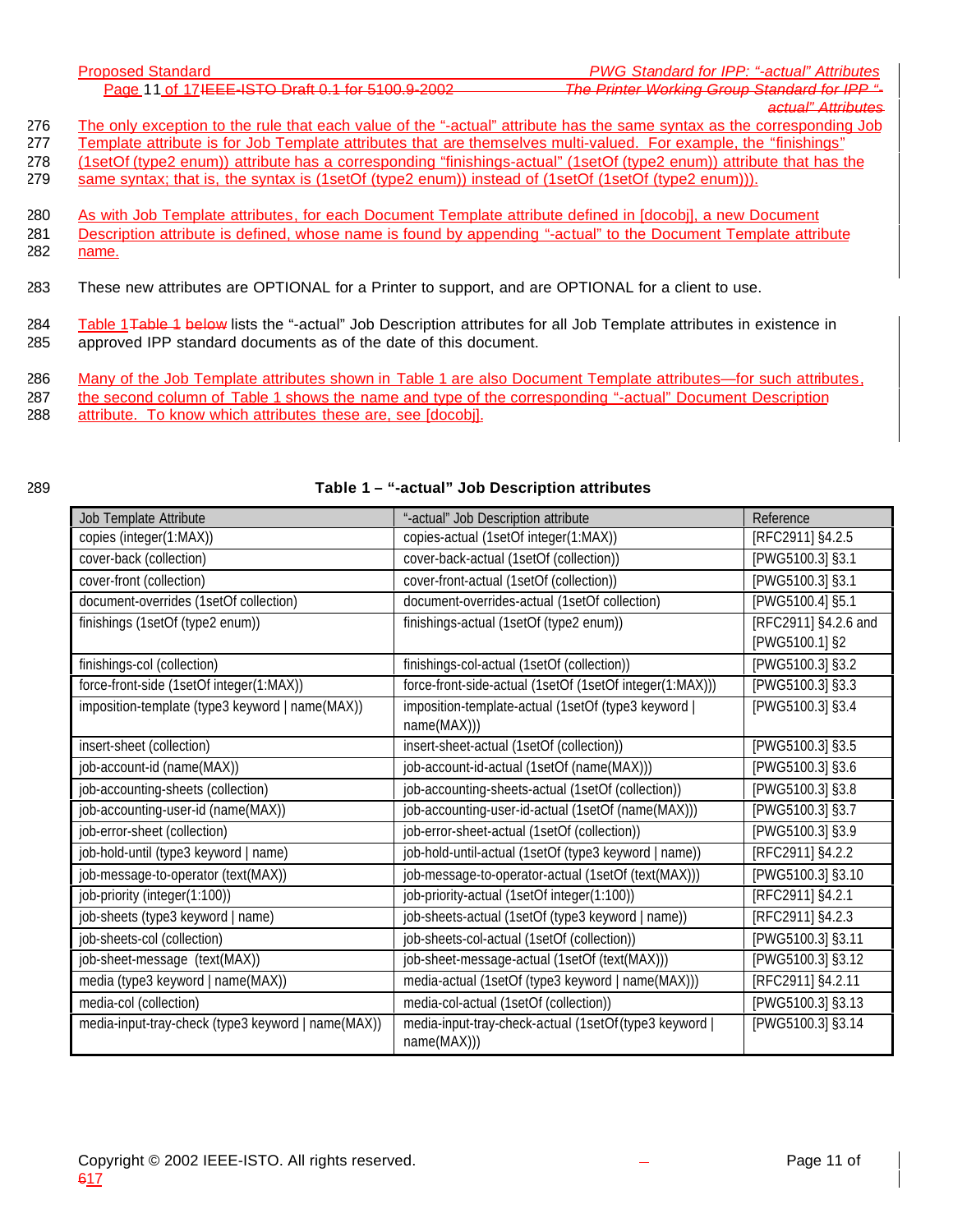The only exception to the rule that each value of the "-actual" attribute has the same syntax as the corresponding Job Template attribute is for Job Template attributes that are themselves multi-valued. For example, the "finishings" (1setOf (type2 enum)) attribute has a corresponding "finishings-actual" (1setOf (type2 enum)) attribute that has the same syntax; that is, the syntax is (1setOf (type2 enum)) instead of (1setOf (1setOf (type2 enum))).

As with Job Template attributes, for each Document Template attribute defined in [docobj], a new Document Description attribute is defined, whose name is found by appending "-actual" to the Document Template attribute name.

These new attributes are OPTIONAL for a Printer to support, and are OPTIONAL for a client to use.

Table 1Table 1 below lists the "-actual" Job Description attributes for all Job Template attributes in existence in approved IPP standard documents as of the date of this document.

Many of the Job Template attributes shown in Table 1 are also Document Template attributes—for such attributes, the second column of Table 1 shows the name and type of the corresponding "-actual" Document Description attribute. To know which attributes these are, see [docobj].

**Table 1 – "-actual" Job Description attributes**

| Job Template Attribute | "-actual" Job Description attribute | Reference |
|---|---|---|
| copies (integer(1:MAX)) | copies-actual (1setOf integer(1:MAX)) | [RFC2911] §4.2.5 |
| cover-back (collection) | cover-back-actual (1setOf (collection)) | [PWG5100.3] §3.1 |
| cover-front (collection) | cover-front-actual (1setOf (collection)) | [PWG5100.3] §3.1 |
| document-overrides (1setOf collection) | document-overrides-actual (1setOf collection) | [PWG5100.4] §5.1 |
| finishings (1setOf (type2 enum)) | finishings-actual (1setOf (type2 enum)) | [RFC2911] §4.2.6 and [PWG5100.1] §2 |
| finishings-col (collection) | finishings-col-actual (1setOf (collection)) | [PWG5100.3] §3.2 |
| force-front-side (1setOf integer(1:MAX)) | force-front-side-actual (1setOf (1setOf integer(1:MAX))) | [PWG5100.3] §3.3 |
| imposition-template (type3 keyword \| name(MAX)) | imposition-template-actual (1setOf (type3 keyword \| name(MAX))) | [PWG5100.3] §3.4 |
| insert-sheet (collection) | insert-sheet-actual (1setOf (collection)) | [PWG5100.3] §3.5 |
| job-account-id (name(MAX)) | job-account-id-actual (1setOf (name(MAX))) | [PWG5100.3] §3.6 |
| job-accounting-sheets (collection) | job-accounting-sheets-actual (1setOf (collection)) | [PWG5100.3] §3.8 |
| job-accounting-user-id (name(MAX)) | job-accounting-user-id-actual (1setOf (name(MAX))) | [PWG5100.3] §3.7 |
| job-error-sheet (collection) | job-error-sheet-actual (1setOf (collection)) | [PWG5100.3] §3.9 |
| job-hold-until (type3 keyword \| name) | job-hold-until-actual (1setOf (type3 keyword \| name)) | [RFC2911] §4.2.2 |
| job-message-to-operator (text(MAX)) | job-message-to-operator-actual (1setOf (text(MAX))) | [PWG5100.3] §3.10 |
| job-priority (integer(1:100)) | job-priority-actual (1setOf integer(1:100)) | [RFC2911] §4.2.1 |
| job-sheets (type3 keyword \| name) | job-sheets-actual (1setOf (type3 keyword \| name)) | [RFC2911] §4.2.3 |
| job-sheets-col (collection) | job-sheets-col-actual (1setOf (collection)) | [PWG5100.3] §3.11 |
| job-sheet-message (text(MAX)) | job-sheet-message-actual (1setOf (text(MAX))) | [PWG5100.3] §3.12 |
| media (type3 keyword \| name(MAX)) | media-actual (1setOf (type3 keyword \| name(MAX))) | [RFC2911] §4.2.11 |
| media-col (collection) | media-col-actual (1setOf (collection)) | [PWG5100.3] §3.13 |
| media-input-tray-check (type3 keyword \| name(MAX)) | media-input-tray-check-actual (1setOf (type3 keyword \| name(MAX))) | [PWG5100.3] §3.14 |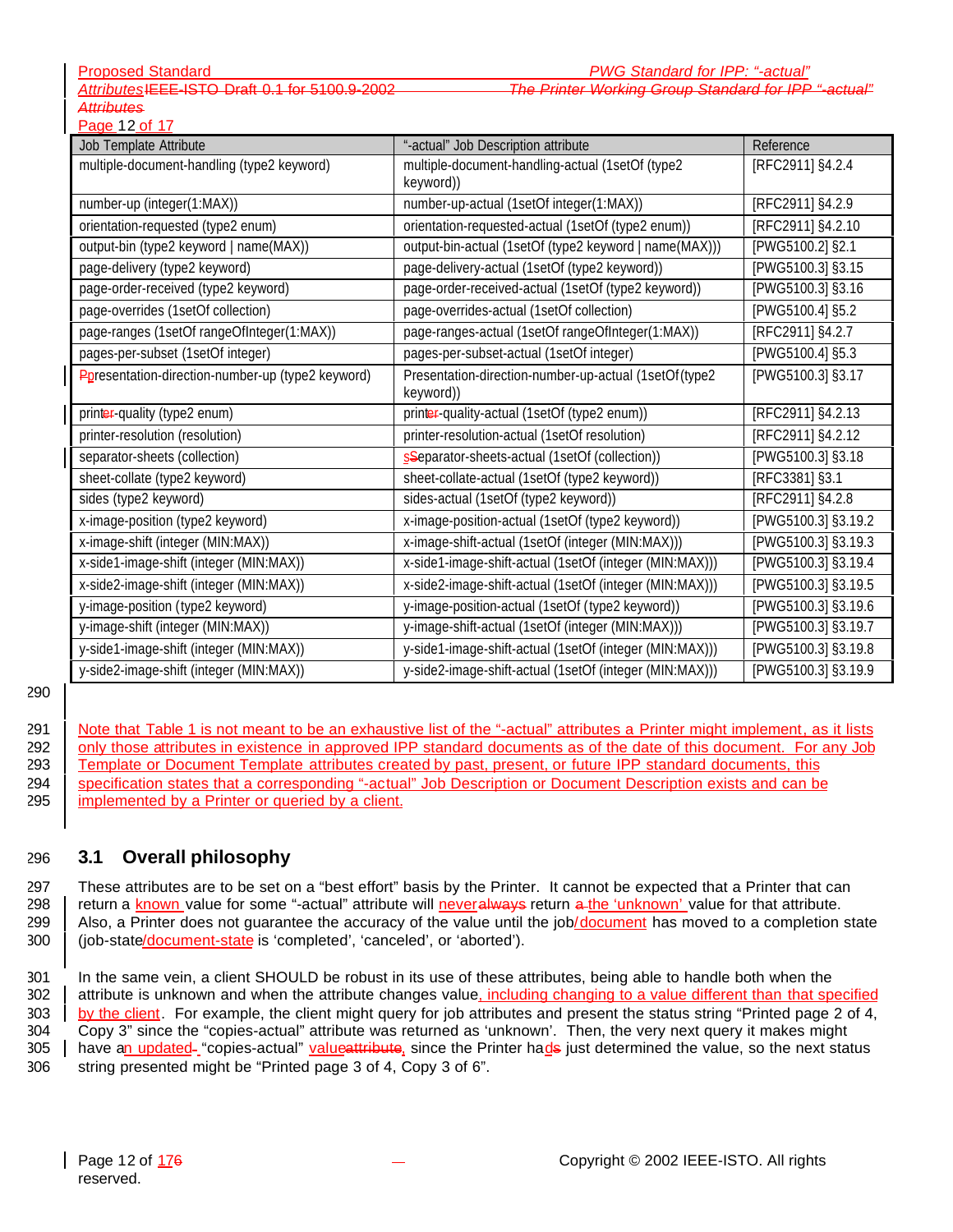| Job Template Attribute | "-actual" Job Description attribute | Reference |
| --- | --- | --- |
| multiple-document-handling (type2 keyword) | multiple-document-handling-actual (1setOf (type2 keyword)) | [RFC2911] §4.2.4 |
| number-up (integer(1:MAX)) | number-up-actual (1setOf integer(1:MAX)) | [RFC2911] §4.2.9 |
| orientation-requested (type2 enum) | orientation-requested-actual (1setOf (type2 enum)) | [RFC2911] §4.2.10 |
| output-bin (type2 keyword \| name(MAX)) | output-bin-actual (1setOf (type2 keyword \| name(MAX))) | [PWG5100.2] §2.1 |
| page-delivery (type2 keyword) | page-delivery-actual (1setOf (type2 keyword)) | [PWG5100.3] §3.15 |
| page-order-received (type2 keyword) | page-order-received-actual (1setOf (type2 keyword)) | [PWG5100.3] §3.16 |
| page-overrides (1setOf collection) | page-overrides-actual (1setOf collection) | [PWG5100.4] §5.2 |
| page-ranges (1setOf rangeOfInteger(1:MAX)) | page-ranges-actual (1setOf rangeOfInteger(1:MAX)) | [RFC2911] §4.2.7 |
| pages-per-subset (1setOf integer) | pages-per-subset-actual (1setOf integer) | [PWG5100.4] §5.3 |
| presentation-direction-number-up (type2 keyword) | Presentation-direction-number-up-actual (1setOf(type2 keyword)) | [PWG5100.3] §3.17 |
| print-quality (type2 enum) | print-quality-actual (1setOf (type2 enum)) | [RFC2911] §4.2.13 |
| printer-resolution (resolution) | printer-resolution-actual (1setOf resolution) | [RFC2911] §4.2.12 |
| separator-sheets (collection) | separator-sheets-actual (1setOf (collection)) | [PWG5100.3] §3.18 |
| sheet-collate (type2 keyword) | sheet-collate-actual (1setOf (type2 keyword)) | [RFC3381] §3.1 |
| sides (type2 keyword) | sides-actual (1setOf (type2 keyword)) | [RFC2911] §4.2.8 |
| x-image-position (type2 keyword) | x-image-position-actual (1setOf (type2 keyword)) | [PWG5100.3] §3.19.2 |
| x-image-shift (integer (MIN:MAX)) | x-image-shift-actual (1setOf (integer (MIN:MAX))) | [PWG5100.3] §3.19.3 |
| x-side1-image-shift (integer (MIN:MAX)) | x-side1-image-shift-actual (1setOf (integer (MIN:MAX))) | [PWG5100.3] §3.19.4 |
| x-side2-image-shift (integer (MIN:MAX)) | x-side2-image-shift-actual (1setOf (integer (MIN:MAX))) | [PWG5100.3] §3.19.5 |
| y-image-position (type2 keyword) | y-image-position-actual (1setOf (type2 keyword)) | [PWG5100.3] §3.19.6 |
| y-image-shift (integer (MIN:MAX)) | y-image-shift-actual (1setOf (integer (MIN:MAX))) | [PWG5100.3] §3.19.7 |
| y-side1-image-shift (integer (MIN:MAX)) | y-side1-image-shift-actual (1setOf (integer (MIN:MAX))) | [PWG5100.3] §3.19.8 |
| y-side2-image-shift (integer (MIN:MAX)) | y-side2-image-shift-actual (1setOf (integer (MIN:MAX))) | [PWG5100.3] §3.19.9 |

Note that Table 1 is not meant to be an exhaustive list of the "-actual" attributes a Printer might implement, as it lists only those attributes in existence in approved IPP standard documents as of the date of this document. For any Job Template or Document Template attributes created by past, present, or future IPP standard documents, this specification states that a corresponding "-actual" Job Description or Document Description exists and can be implemented by a Printer or queried by a client.

## 3.1 Overall philosophy

These attributes are to be set on a "best effort" basis by the Printer. It cannot be expected that a Printer that can return a known value for some "-actual" attribute will never return the 'unknown' value for that attribute. Also, a Printer does not guarantee the accuracy of the value until the job/document has moved to a completion state (job-state/document-state is 'completed', 'canceled', or 'aborted').

In the same vein, a client SHOULD be robust in its use of these attributes, being able to handle both when the attribute is unknown and when the attribute changes value, including changing to a value different than that specified by the client. For example, the client might query for job attributes and present the status string "Printed page 2 of 4, Copy 3" since the "copies-actual" attribute was returned as 'unknown'. Then, the very next query it makes might have an updated "copies-actual" value, since the Printer had just determined the value, so the next status string presented might be "Printed page 3 of 4, Copy 3 of 6".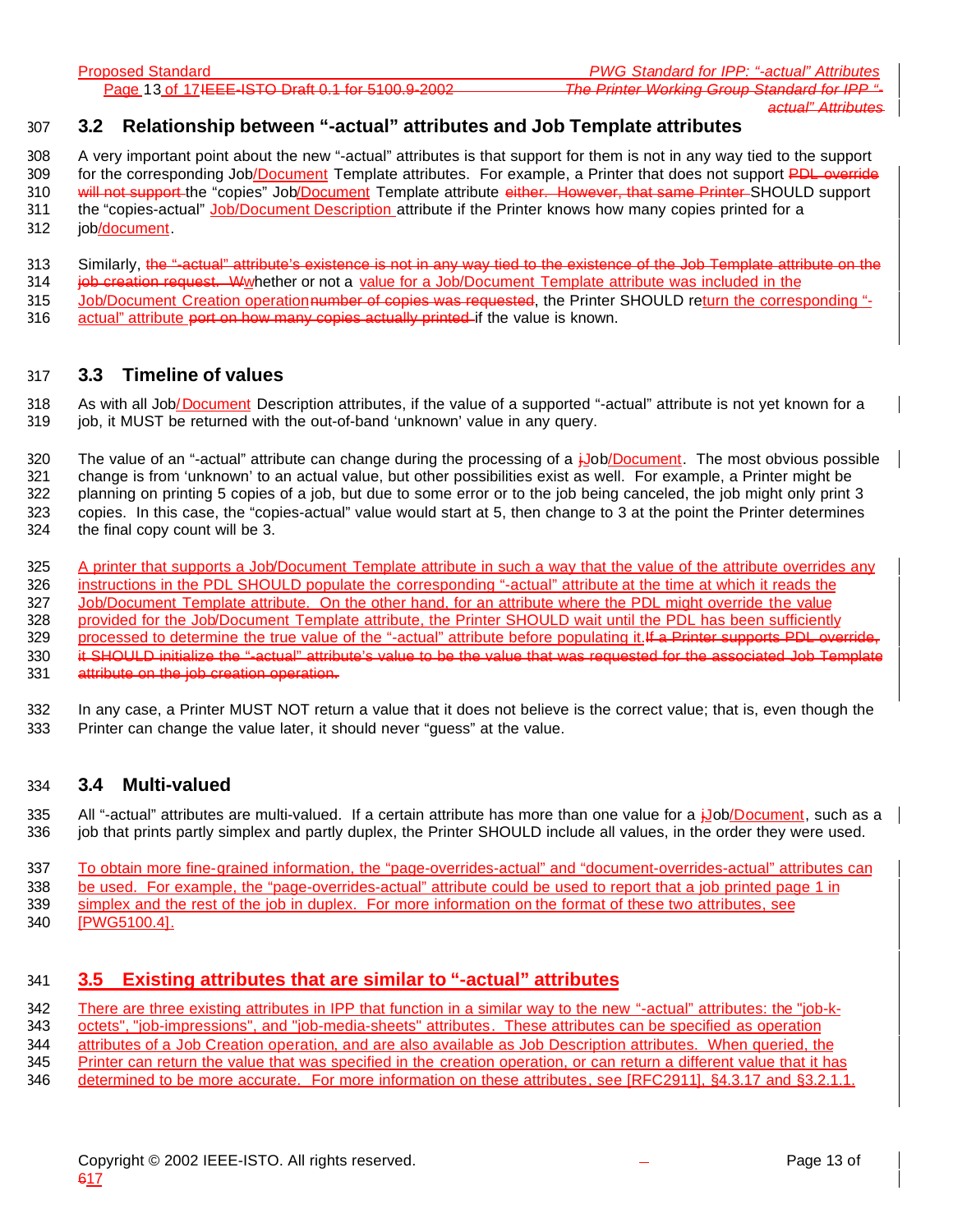## 3.2 Relationship between "-actual" attributes and Job Template attributes

A very important point about the new "-actual" attributes is that support for them is not in any way tied to the support for the corresponding Job/Document Template attributes. For example, a Printer that does not support ~~PDL override will not support~~ the "copies" Job/Document Template attribute ~~either. However, that same Printer~~ SHOULD support the "copies-actual" Job/Document Description attribute if the Printer knows how many copies printed for a job/document.

Similarly, ~~the "-actual" attribute's existence is not in any way tied to the existence of the Job Template attribute on the job creation request. W~~whether or not a value for a Job/Document Template attribute was included in the Job/Document Creation operation~~number of copies was requested~~, the Printer SHOULD return the corresponding "-actual" attribute ~~port on how many copies actually printed~~ if the value is known.

## 3.3 Timeline of values

As with all Job/Document Description attributes, if the value of a supported "-actual" attribute is not yet known for a job, it MUST be returned with the out-of-band 'unknown' value in any query.

The value of an "-actual" attribute can change during the processing of a ~~j~~Job/Document. The most obvious possible change is from 'unknown' to an actual value, but other possibilities exist as well. For example, a Printer might be planning on printing 5 copies of a job, but due to some error or to the job being canceled, the job might only print 3 copies. In this case, the "copies-actual" value would start at 5, then change to 3 at the point the Printer determines the final copy count will be 3.

A printer that supports a Job/Document Template attribute in such a way that the value of the attribute overrides any instructions in the PDL SHOULD populate the corresponding "-actual" attribute at the time at which it reads the Job/Document Template attribute. On the other hand, for an attribute where the PDL might override the value provided for the Job/Document Template attribute, the Printer SHOULD wait until the PDL has been sufficiently processed to determine the true value of the "-actual" attribute before populating it.~~If a Printer supports PDL override, it SHOULD initialize the "-actual" attribute's value to be the value that was requested for the associated Job Template attribute on the job creation operation.~~

In any case, a Printer MUST NOT return a value that it does not believe is the correct value; that is, even though the Printer can change the value later, it should never "guess" at the value.

## 3.4 Multi-valued

All "-actual" attributes are multi-valued. If a certain attribute has more than one value for a ~~j~~Job/Document, such as a job that prints partly simplex and partly duplex, the Printer SHOULD include all values, in the order they were used.

To obtain more fine-grained information, the "page-overrides-actual" and "document-overrides-actual" attributes can be used. For example, the "page-overrides-actual" attribute could be used to report that a job printed page 1 in simplex and the rest of the job in duplex. For more information on the format of these two attributes, see [PWG5100.4].

## 3.5 Existing attributes that are similar to "-actual" attributes

There are three existing attributes in IPP that function in a similar way to the new "-actual" attributes: the "job-k-octets", "job-impressions", and "job-media-sheets" attributes. These attributes can be specified as operation attributes of a Job Creation operation, and are also available as Job Description attributes. When queried, the Printer can return the value that was specified in the creation operation, or can return a different value that it has determined to be more accurate. For more information on these attributes, see [RFC2911], §4.3.17 and §3.2.1.1.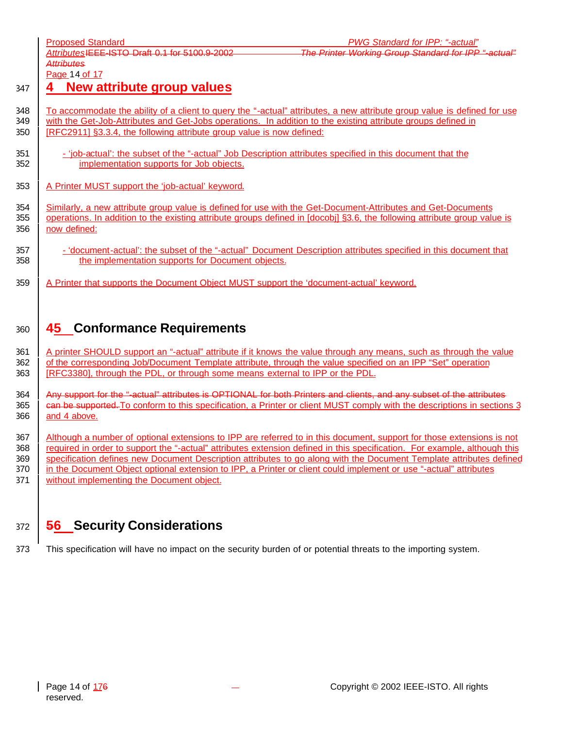# 4 New attribute group values

To accommodate the ability of a client to query the "-actual" attributes, a new attribute group value is defined for use with the Get-Job-Attributes and Get-Jobs operations. In addition to the existing attribute groups defined in [RFC2911] §3.3.4, the following attribute group value is now defined:

- 'job-actual': the subset of the "-actual" Job Description attributes specified in this document that the implementation supports for Job objects.

A Printer MUST support the 'job-actual' keyword.

Similarly, a new attribute group value is defined for use with the Get-Document-Attributes and Get-Documents operations. In addition to the existing attribute groups defined in [docobj] §3.6, the following attribute group value is now defined:

- 'document-actual': the subset of the "-actual" Document Description attributes specified in this document that the implementation supports for Document objects.

A Printer that supports the Document Object MUST support the 'document-actual' keyword.

# 5 Conformance Requirements

A printer SHOULD support an "-actual" attribute if it knows the value through any means, such as through the value of the corresponding Job/Document Template attribute, through the value specified on an IPP "Set" operation [RFC3380], through the PDL, or through some means external to IPP or the PDL.

~~Any support for the "-actual" attributes is OPTIONAL for both Printers and clients, and any subset of the attributes can be supported.~~ To conform to this specification, a Printer or client MUST comply with the descriptions in sections 3 and 4 above.

Although a number of optional extensions to IPP are referred to in this document, support for those extensions is not required in order to support the "-actual" attributes extension defined in this specification. For example, although this specification defines new Document Description attributes to go along with the Document Template attributes defined in the Document Object optional extension to IPP, a Printer or client could implement or use "-actual" attributes without implementing the Document object.

# 6 Security Considerations

This specification will have no impact on the security burden of or potential threats to the importing system.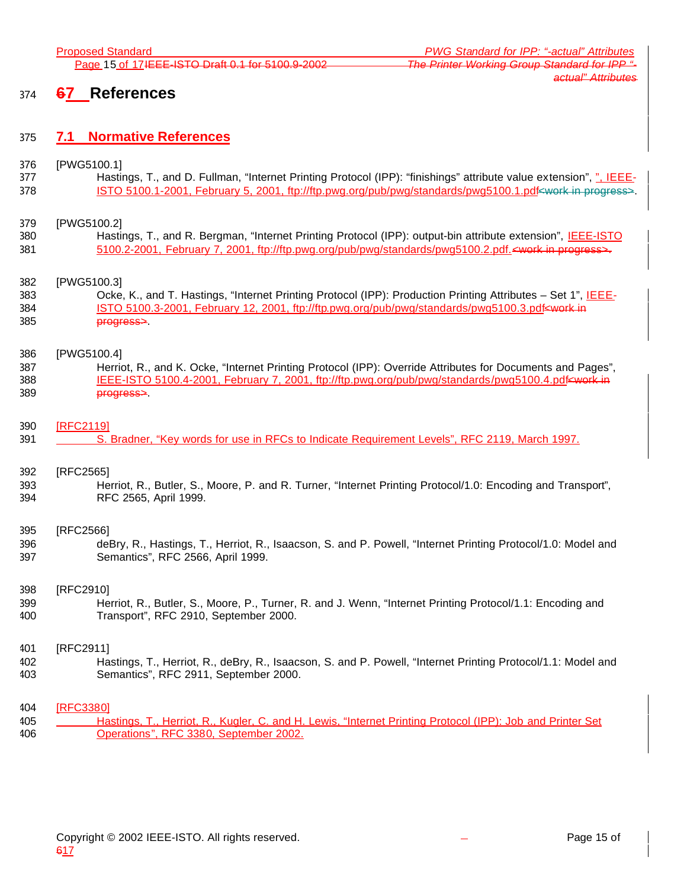# 7 References

## 7.1 Normative References

[PWG5100.1]
Hastings, T., and D. Fullman, "Internet Printing Protocol (IPP): "finishings" attribute value extension", IEEE-ISTO 5100.1-2001, February 5, 2001, ftp://ftp.pwg.org/pub/pwg/standards/pwg5100.1.pdf.

[PWG5100.2]
Hastings, T., and R. Bergman, "Internet Printing Protocol (IPP): output-bin attribute extension", IEEE-ISTO 5100.2-2001, February 7, 2001, ftp://ftp.pwg.org/pub/pwg/standards/pwg5100.2.pdf.

[PWG5100.3]
Ocke, K., and T. Hastings, "Internet Printing Protocol (IPP): Production Printing Attributes – Set 1", IEEE-ISTO 5100.3-2001, February 12, 2001, ftp://ftp.pwg.org/pub/pwg/standards/pwg5100.3.pdf.

[PWG5100.4]
Herriot, R., and K. Ocke, "Internet Printing Protocol (IPP): Override Attributes for Documents and Pages", IEEE-ISTO 5100.4-2001, February 7, 2001, ftp://ftp.pwg.org/pub/pwg/standards/pwg5100.4.pdf.

[RFC2119]
S. Bradner, "Key words for use in RFCs to Indicate Requirement Levels", RFC 2119, March 1997.

[RFC2565]
Herriot, R., Butler, S., Moore, P. and R. Turner, "Internet Printing Protocol/1.0: Encoding and Transport", RFC 2565, April 1999.

[RFC2566]
deBry, R., Hastings, T., Herriot, R., Isaacson, S. and P. Powell, "Internet Printing Protocol/1.0: Model and Semantics", RFC 2566, April 1999.

[RFC2910]
Herriot, R., Butler, S., Moore, P., Turner, R. and J. Wenn, "Internet Printing Protocol/1.1: Encoding and Transport", RFC 2910, September 2000.

[RFC2911]
Hastings, T., Herriot, R., deBry, R., Isaacson, S. and P. Powell, "Internet Printing Protocol/1.1: Model and Semantics", RFC 2911, September 2000.

[RFC3380]
Hastings, T., Herriot, R., Kugler, C. and H. Lewis, "Internet Printing Protocol (IPP): Job and Printer Set Operations", RFC 3380, September 2002.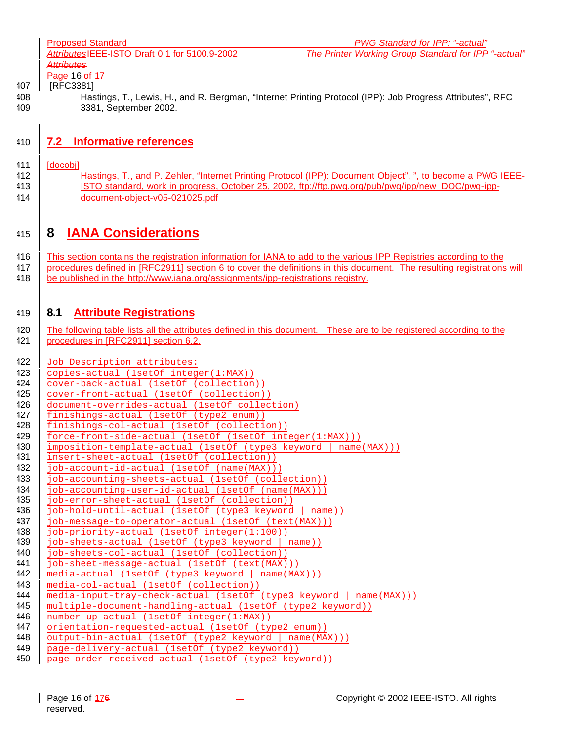[RFC3381]

Hastings, T., Lewis, H., and R. Bergman, “Internet Printing Protocol (IPP): Job Progress Attributes”, RFC 3381, September 2002.

## 7.2 Informative references

[docobj]

Hastings, T., and P. Zehler, “Internet Printing Protocol (IPP): Document Object”, ”, to become a PWG IEEE-ISTO standard, work in progress, October 25, 2002, ftp://ftp.pwg.org/pub/pwg/ipp/new_DOC/pwg-ipp-document-object-v05-021025.pdf

# 8 IANA Considerations

This section contains the registration information for IANA to add to the various IPP Registries according to the procedures defined in [RFC2911] section 6 to cover the definitions in this document. The resulting registrations will be published in the http://www.iana.org/assignments/ipp-registrations registry.

## 8.1 Attribute Registrations

The following table lists all the attributes defined in this document. These are to be registered according to the procedures in [RFC2911] section 6.2.

```
Job Description attributes:
copies-actual (1setOf integer(1:MAX))
cover-back-actual (1setOf (collection))
cover-front-actual (1setOf (collection))
document-overrides-actual (1setOf collection)
finishings-actual (1setOf (type2 enum))
finishings-col-actual (1setOf (collection))
force-front-side-actual (1setOf (1setOf integer(1:MAX)))
imposition-template-actual (1setOf (type3 keyword | name(MAX)))
insert-sheet-actual (1setOf (collection))
job-account-id-actual (1setOf (name(MAX)))
job-accounting-sheets-actual (1setOf (collection))
job-accounting-user-id-actual (1setOf (name(MAX)))
job-error-sheet-actual (1setOf (collection))
job-hold-until-actual (1setOf (type3 keyword | name))
job-message-to-operator-actual (1setOf (text(MAX)))
job-priority-actual (1setOf integer(1:100))
job-sheets-actual (1setOf (type3 keyword | name))
job-sheets-col-actual (1setOf (collection))
job-sheet-message-actual (1setOf (text(MAX)))
media-actual (1setOf (type3 keyword | name(MAX)))
media-col-actual (1setOf (collection))
media-input-tray-check-actual (1setOf (type3 keyword | name(MAX)))
multiple-document-handling-actual (1setOf (type2 keyword))
number-up-actual (1setOf integer(1:MAX))
orientation-requested-actual (1setOf (type2 enum))
output-bin-actual (1setOf (type2 keyword | name(MAX)))
page-delivery-actual (1setOf (type2 keyword))
page-order-received-actual (1setOf (type2 keyword))
```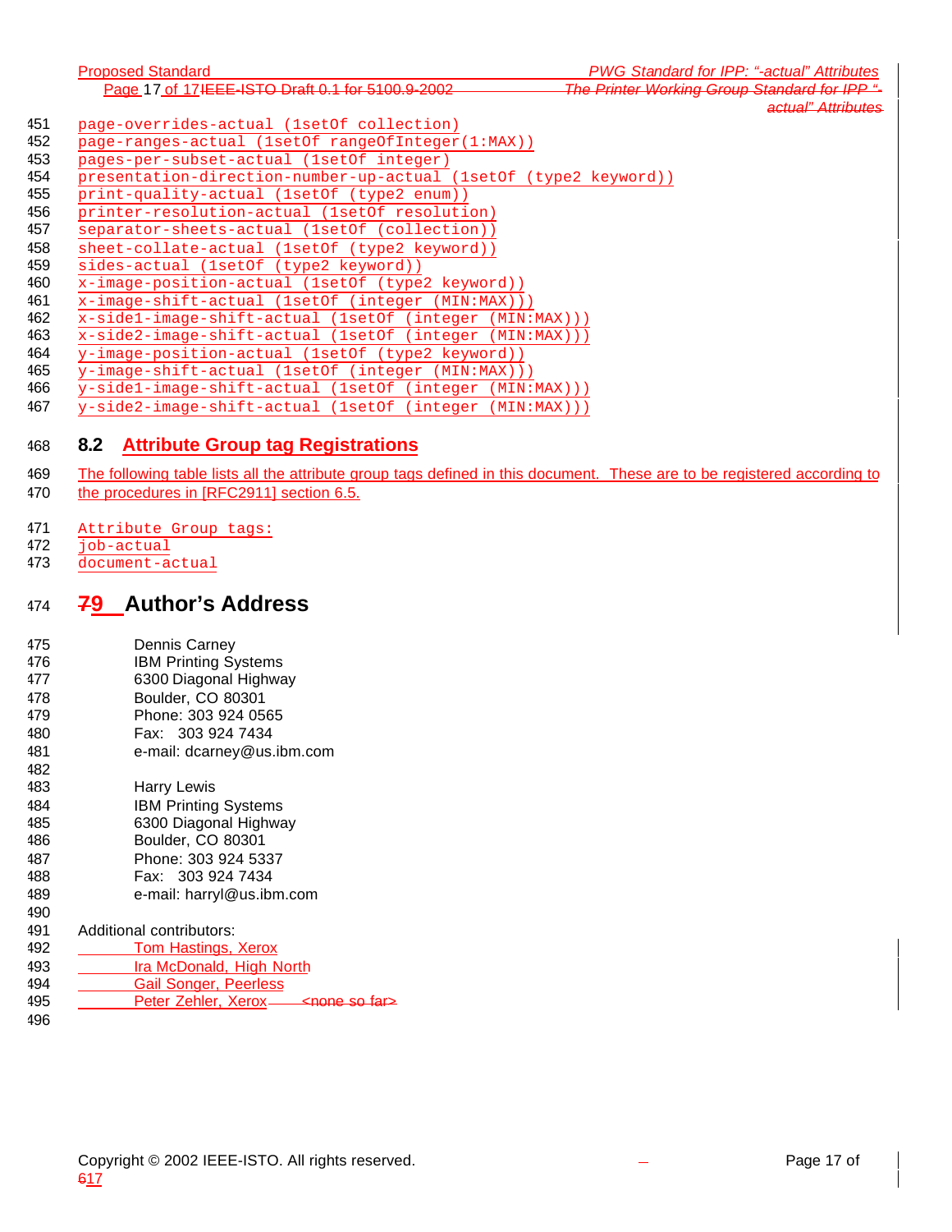```
page-overrides-actual (1setOf collection)
page-ranges-actual (1setOf rangeOfInteger(1:MAX))
pages-per-subset-actual (1setOf integer)
presentation-direction-number-up-actual (1setOf (type2 keyword))
print-quality-actual (1setOf (type2 enum))
printer-resolution-actual (1setOf resolution)
separator-sheets-actual (1setOf (collection))
sheet-collate-actual (1setOf (type2 keyword))
sides-actual (1setOf (type2 keyword))
x-image-position-actual (1setOf (type2 keyword))
x-image-shift-actual (1setOf (integer (MIN:MAX)))
x-side1-image-shift-actual (1setOf (integer (MIN:MAX)))
x-side2-image-shift-actual (1setOf (integer (MIN:MAX)))
y-image-position-actual (1setOf (type2 keyword))
y-image-shift-actual (1setOf (integer (MIN:MAX)))
y-side1-image-shift-actual (1setOf (integer (MIN:MAX)))
y-side2-image-shift-actual (1setOf (integer (MIN:MAX)))
```

### 8.2 Attribute Group tag Registrations

The following table lists all the attribute group tags defined in this document. These are to be registered according to the procedures in [RFC2911] section 6.5.

```
Attribute Group tags:
job-actual
document-actual
```

# 79 Author's Address

Dennis Carney
IBM Printing Systems
6300 Diagonal Highway
Boulder, CO 80301
Phone: 303 924 0565
Fax: 303 924 7434
e-mail: dcarney@us.ibm.com

Harry Lewis
IBM Printing Systems
6300 Diagonal Highway
Boulder, CO 80301
Phone: 303 924 5337
Fax: 303 924 7434
e-mail: harryl@us.ibm.com

Additional contributors:

Tom Hastings, Xerox
Ira McDonald, High North
Gail Songer, Peerless
Peter Zehler, Xerox <none so far>